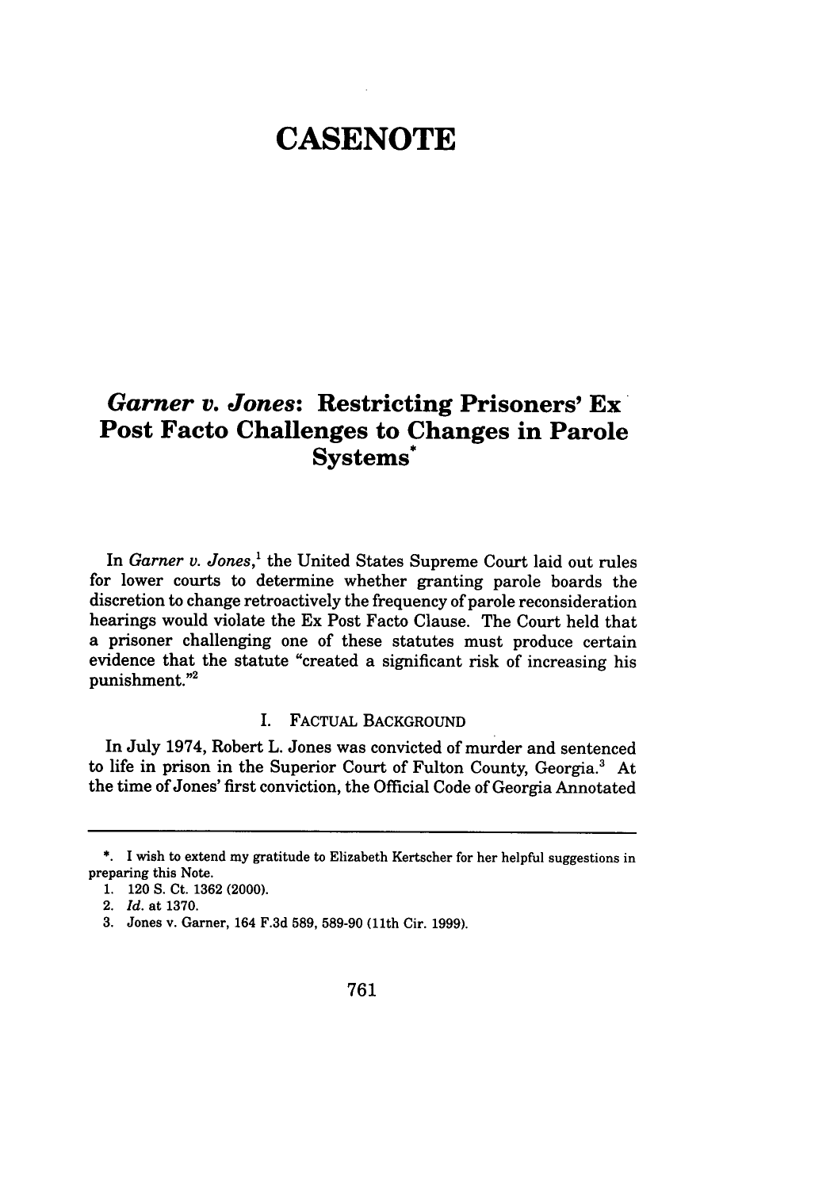# CASENOTE

## *Garner v. Jones*: Restricting Prisoners' Ex Post Facto Challenges to Changes in Parole Systems*

In *Garner v. Jones*,[1] the United States Supreme Court laid out rules for lower courts to determine whether granting parole boards the discretion to change retroactively the frequency of parole reconsideration hearings would violate the Ex Post Facto Clause. The Court held that a prisoner challenging one of these statutes must produce certain evidence that the statute "created a significant risk of increasing his punishment."[2]

### I. FACTUAL BACKGROUND

In July 1974, Robert L. Jones was convicted of murder and sentenced to life in prison in the Superior Court of Fulton County, Georgia.[3] At the time of Jones' first conviction, the Official Code of Georgia Annotated

---

*. I wish to extend my gratitude to Elizabeth Kertscher for her helpful suggestions in preparing this Note.

1. 120 S. Ct. 1362 (2000).

2. *Id.* at 1370.

3. Jones v. Garner, 164 F.3d 589, 589-90 (11th Cir. 1999).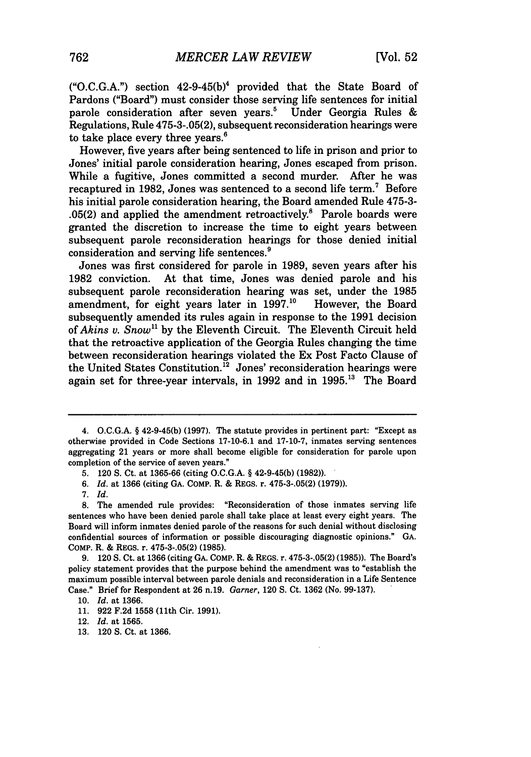("O.C.G.A.") section 42-9-45(b)[4] provided that the State Board of Pardons ("Board") must consider those serving life sentences for initial parole consideration after seven years.[5] Under Georgia Rules & Regulations, Rule 475-3-.05(2), subsequent reconsideration hearings were to take place every three years.[6]

However, five years after being sentenced to life in prison and prior to Jones' initial parole consideration hearing, Jones escaped from prison. While a fugitive, Jones committed a second murder. After he was recaptured in 1982, Jones was sentenced to a second life term.[7] Before his initial parole consideration hearing, the Board amended Rule 475-3-.05(2) and applied the amendment retroactively.[8] Parole boards were granted the discretion to increase the time to eight years between subsequent parole reconsideration hearings for those denied initial consideration and serving life sentences.[9]

Jones was first considered for parole in 1989, seven years after his 1982 conviction. At that time, Jones was denied parole and his subsequent parole reconsideration hearing was set, under the 1985 amendment, for eight years later in 1997.[10] However, the Board subsequently amended its rules again in response to the 1991 decision of *Akins v. Snow*[11] by the Eleventh Circuit. The Eleventh Circuit held that the retroactive application of the Georgia Rules changing the time between reconsideration hearings violated the Ex Post Facto Clause of the United States Constitution.[12] Jones' reconsideration hearings were again set for three-year intervals, in 1992 and in 1995.[13] The Board

---

4. O.C.G.A. § 42-9-45(b) (1997). The statute provides in pertinent part: "Except as otherwise provided in Code Sections 17-10-6.1 and 17-10-7, inmates serving sentences aggregating 21 years or more shall become eligible for consideration for parole upon completion of the service of seven years."

5. 120 S. Ct. at 1365-66 (citing O.C.G.A. § 42-9-45(b) (1982)).

6. *Id.* at 1366 (citing GA. COMP. R. & REGS. r. 475-3-.05(2) (1979)).

7. *Id.*

8. The amended rule provides: "Reconsideration of those inmates serving life sentences who have been denied parole shall take place at least every eight years. The Board will inform inmates denied parole of the reasons for such denial without disclosing confidential sources of information or possible discouraging diagnostic opinions." GA. COMP. R. & REGS. r. 475-3-.05(2) (1985).

9. 120 S. Ct. at 1366 (citing GA. COMP. R. & REGS. r. 475-3-.05(2) (1985)). The Board's policy statement provides that the purpose behind the amendment was to "establish the maximum possible interval between parole denials and reconsideration in a Life Sentence Case." Brief for Respondent at 26 n.19. *Garner*, 120 S. Ct. 1362 (No. 99-137).

10. *Id.* at 1366.

11. 922 F.2d 1558 (11th Cir. 1991).

12. *Id.* at 1565.

13. 120 S. Ct. at 1366.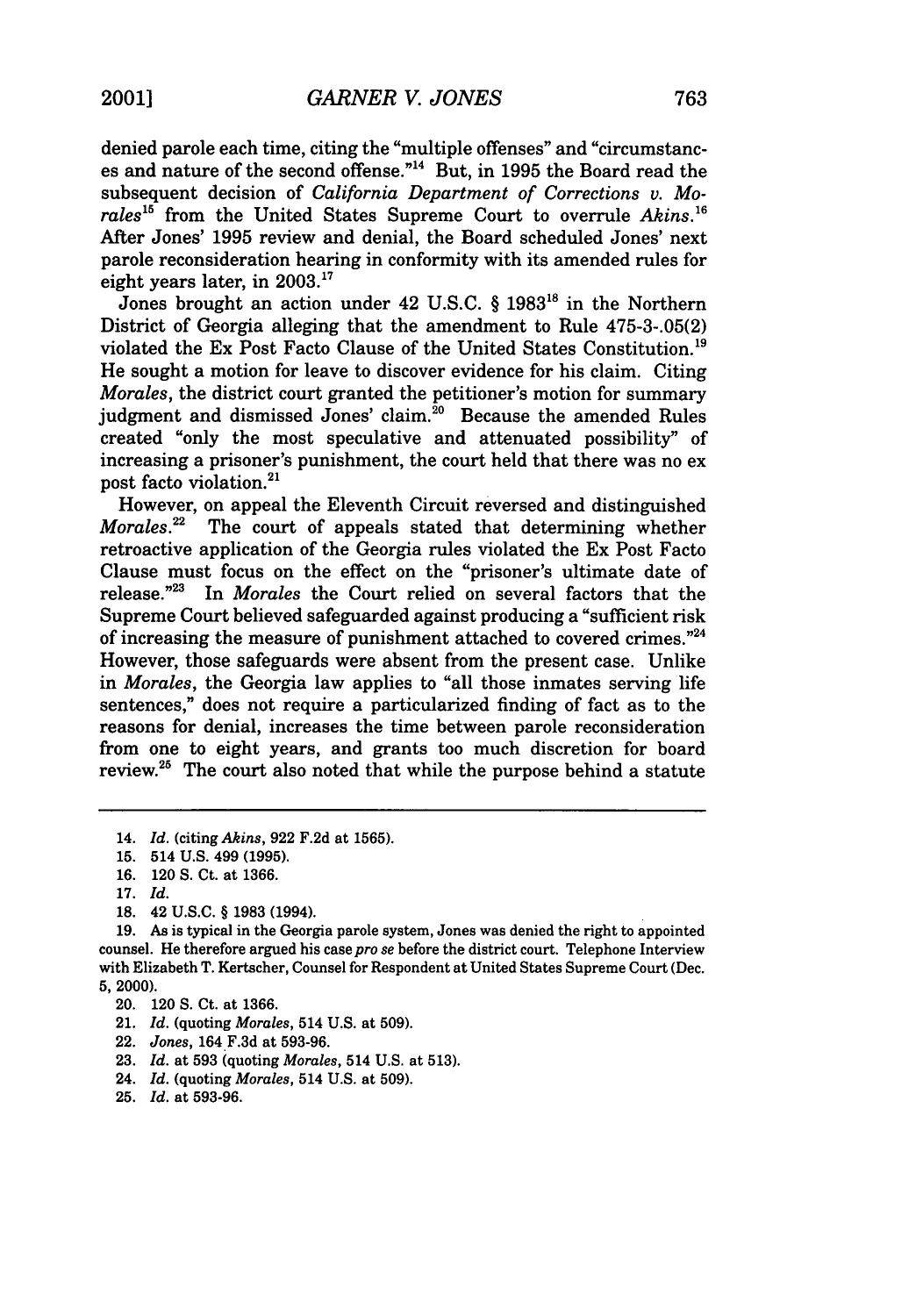denied parole each time, citing the "multiple offenses" and "circumstances and nature of the second offense."[14] But, in 1995 the Board read the subsequent decision of *California Department of Corrections v. Morales*[15] from the United States Supreme Court to overrule *Akins*.[16] After Jones' 1995 review and denial, the Board scheduled Jones' next parole reconsideration hearing in conformity with its amended rules for eight years later, in 2003.[17]

Jones brought an action under 42 U.S.C. § 1983[18] in the Northern District of Georgia alleging that the amendment to Rule 475-3-.05(2) violated the Ex Post Facto Clause of the United States Constitution.[19] He sought a motion for leave to discover evidence for his claim. Citing *Morales*, the district court granted the petitioner's motion for summary judgment and dismissed Jones' claim.[20] Because the amended Rules created "only the most speculative and attenuated possibility" of increasing a prisoner's punishment, the court held that there was no ex post facto violation.[21]

However, on appeal the Eleventh Circuit reversed and distinguished *Morales*.[22] The court of appeals stated that determining whether retroactive application of the Georgia rules violated the Ex Post Facto Clause must focus on the effect on the "prisoner's ultimate date of release."[23] In *Morales* the Court relied on several factors that the Supreme Court believed safeguarded against producing a "sufficient risk of increasing the measure of punishment attached to covered crimes."[24] However, those safeguards were absent from the present case. Unlike in *Morales*, the Georgia law applies to "all those inmates serving life sentences," does not require a particularized finding of fact as to the reasons for denial, increases the time between parole reconsideration from one to eight years, and grants too much discretion for board review.[25] The court also noted that while the purpose behind a statute

---

14. *Id.* (citing *Akins*, 922 F.2d at 1565).
15. 514 U.S. 499 (1995).
16. 120 S. Ct. at 1366.
17. *Id.*
18. 42 U.S.C. § 1983 (1994).
19. As is typical in the Georgia parole system, Jones was denied the right to appointed counsel. He therefore argued his case *pro se* before the district court. Telephone Interview with Elizabeth T. Kertscher, Counsel for Respondent at United States Supreme Court (Dec. 5, 2000).
20. 120 S. Ct. at 1366.
21. *Id.* (quoting *Morales*, 514 U.S. at 509).
22. *Jones*, 164 F.3d at 593-96.
23. *Id.* at 593 (quoting *Morales*, 514 U.S. at 513).
24. *Id.* (quoting *Morales*, 514 U.S. at 509).
25. *Id.* at 593-96.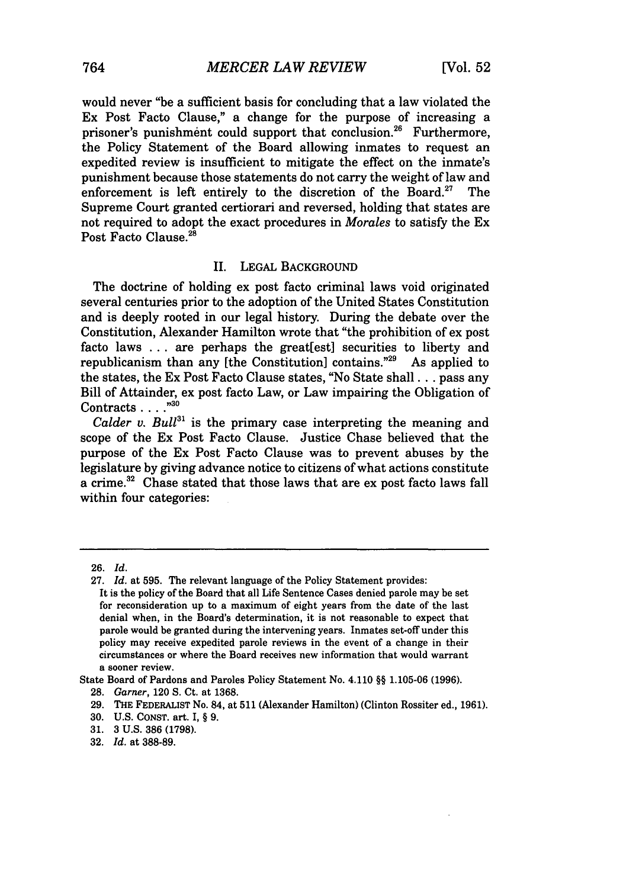would never "be a sufficient basis for concluding that a law violated the Ex Post Facto Clause," a change for the purpose of increasing a prisoner's punishment could support that conclusion.[26] Furthermore, the Policy Statement of the Board allowing inmates to request an expedited review is insufficient to mitigate the effect on the inmate's punishment because those statements do not carry the weight of law and enforcement is left entirely to the discretion of the Board.[27] The Supreme Court granted certiorari and reversed, holding that states are not required to adopt the exact procedures in *Morales* to satisfy the Ex Post Facto Clause.[28]

## II. LEGAL BACKGROUND

The doctrine of holding ex post facto criminal laws void originated several centuries prior to the adoption of the United States Constitution and is deeply rooted in our legal history. During the debate over the Constitution, Alexander Hamilton wrote that "the prohibition of ex post facto laws . . . are perhaps the great[est] securities to liberty and republicanism than any [the Constitution] contains."[29] As applied to the states, the Ex Post Facto Clause states, "No State shall . . . pass any Bill of Attainder, ex post facto Law, or Law impairing the Obligation of Contracts . . . ."[30]

*Calder v. Bull*[31] is the primary case interpreting the meaning and scope of the Ex Post Facto Clause. Justice Chase believed that the purpose of the Ex Post Facto Clause was to prevent abuses by the legislature by giving advance notice to citizens of what actions constitute a crime.[32] Chase stated that those laws that are ex post facto laws fall within four categories:

---

26. *Id.*

27. *Id.* at 595. The relevant language of the Policy Statement provides:

It is the policy of the Board that all Life Sentence Cases denied parole may be set for reconsideration up to a maximum of eight years from the date of the last denial when, in the Board's determination, it is not reasonable to expect that parole would be granted during the intervening years. Inmates set-off under this policy may receive expedited parole reviews in the event of a change in their circumstances or where the Board receives new information that would warrant a sooner review.

State Board of Pardons and Paroles Policy Statement No. 4.110 §§ 1.105-06 (1996).

28. *Garner*, 120 S. Ct. at 1368.

29. THE FEDERALIST No. 84, at 511 (Alexander Hamilton) (Clinton Rossiter ed., 1961).

30. U.S. CONST. art. I, § 9.

31. 3 U.S. 386 (1798).

32. *Id.* at 388-89.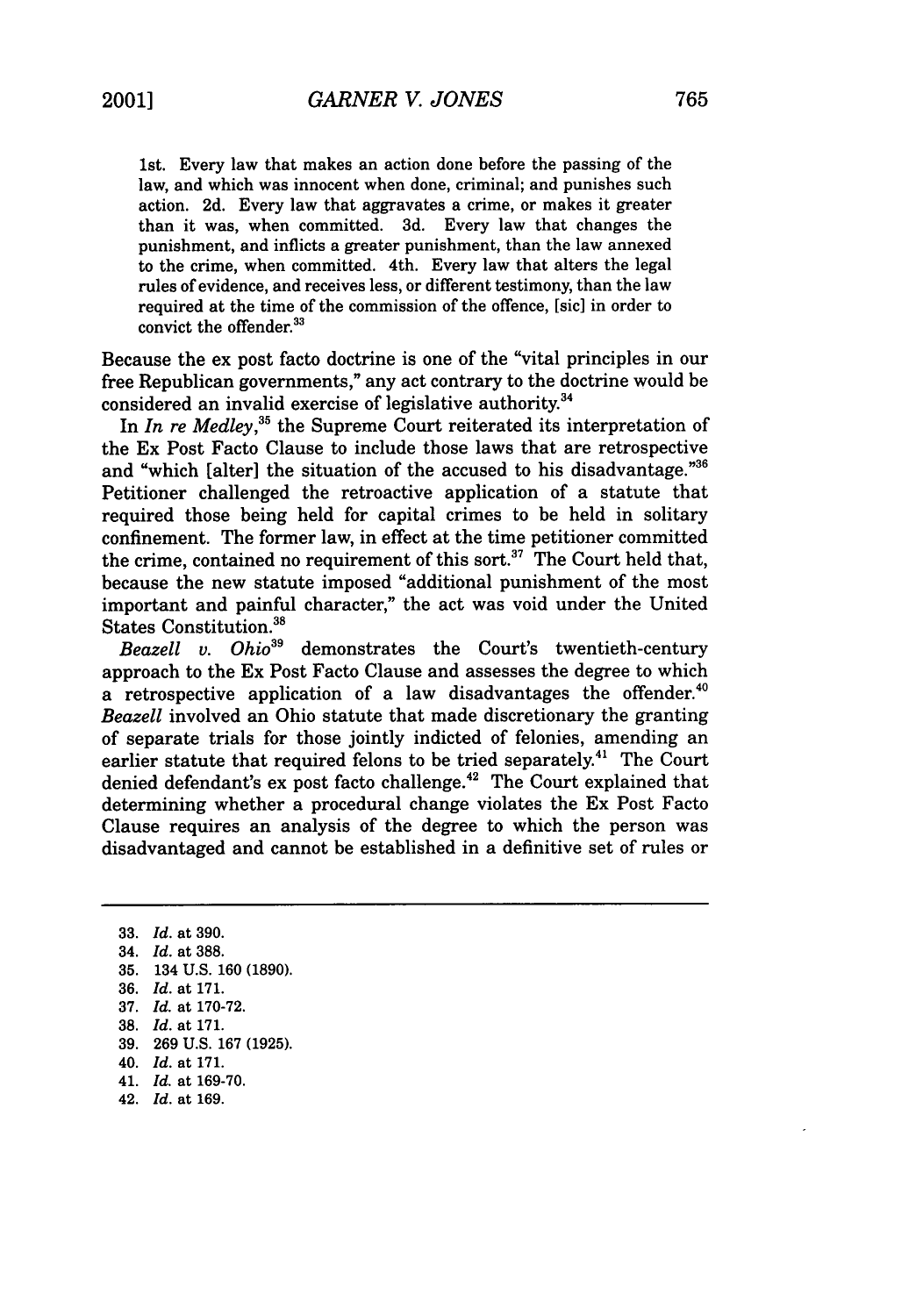> 1st. Every law that makes an action done before the passing of the law, and which was innocent when done, criminal; and punishes such action. 2d. Every law that aggravates a crime, or makes it greater than it was, when committed. 3d. Every law that changes the punishment, and inflicts a greater punishment, than the law annexed to the crime, when committed. 4th. Every law that alters the legal rules of evidence, and receives less, or different testimony, than the law required at the time of the commission of the offence, [sic] in order to convict the offender.[33]

Because the ex post facto doctrine is one of the "vital principles in our free Republican governments," any act contrary to the doctrine would be considered an invalid exercise of legislative authority.[34]

In *In re Medley*,[35] the Supreme Court reiterated its interpretation of the Ex Post Facto Clause to include those laws that are retrospective and "which [alter] the situation of the accused to his disadvantage."[36] Petitioner challenged the retroactive application of a statute that required those being held for capital crimes to be held in solitary confinement. The former law, in effect at the time petitioner committed the crime, contained no requirement of this sort.[37] The Court held that, because the new statute imposed "additional punishment of the most important and painful character," the act was void under the United States Constitution.[38]

*Beazell v. Ohio*[39] demonstrates the Court's twentieth-century approach to the Ex Post Facto Clause and assesses the degree to which a retrospective application of a law disadvantages the offender.[40] *Beazell* involved an Ohio statute that made discretionary the granting of separate trials for those jointly indicted of felonies, amending an earlier statute that required felons to be tried separately.[41] The Court denied defendant's ex post facto challenge.[42] The Court explained that determining whether a procedural change violates the Ex Post Facto Clause requires an analysis of the degree to which the person was disadvantaged and cannot be established in a definitive set of rules or

---

33. *Id.* at 390.
34. *Id.* at 388.
35. 134 U.S. 160 (1890).
36. *Id.* at 171.
37. *Id.* at 170-72.
38. *Id.* at 171.
39. 269 U.S. 167 (1925).
40. *Id.* at 171.
41. *Id.* at 169-70.
42. *Id.* at 169.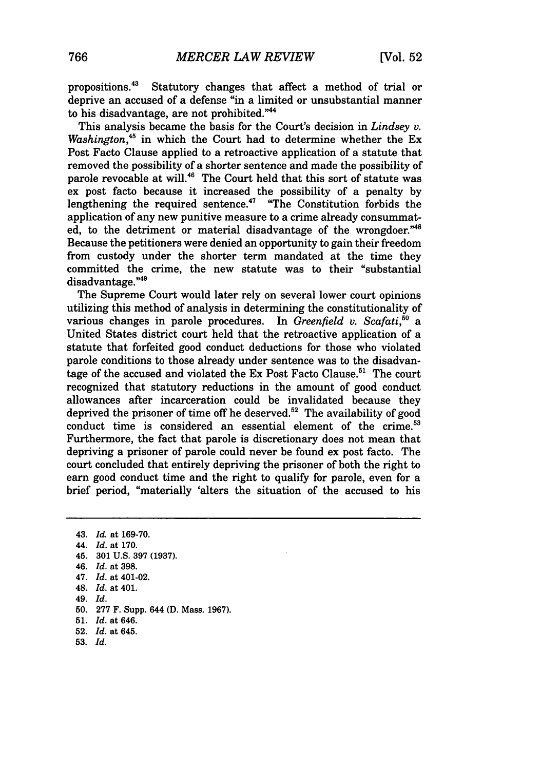propositions.[43] Statutory changes that affect a method of trial or deprive an accused of a defense "in a limited or unsubstantial manner to his disadvantage, are not prohibited."[44]

This analysis became the basis for the Court's decision in *Lindsey v. Washington*,[45] in which the Court had to determine whether the Ex Post Facto Clause applied to a retroactive application of a statute that removed the possibility of a shorter sentence and made the possibility of parole revocable at will.[46] The Court held that this sort of statute was ex post facto because it increased the possibility of a penalty by lengthening the required sentence.[47] "The Constitution forbids the application of any new punitive measure to a crime already consummated, to the detriment or material disadvantage of the wrongdoer."[48] Because the petitioners were denied an opportunity to gain their freedom from custody under the shorter term mandated at the time they committed the crime, the new statute was to their "substantial disadvantage."[49]

The Supreme Court would later rely on several lower court opinions utilizing this method of analysis in determining the constitutionality of various changes in parole procedures. In *Greenfield v. Scafati*,[50] a United States district court held that the retroactive application of a statute that forfeited good conduct deductions for those who violated parole conditions to those already under sentence was to the disadvantage of the accused and violated the Ex Post Facto Clause.[51] The court recognized that statutory reductions in the amount of good conduct allowances after incarceration could be invalidated because they deprived the prisoner of time off he deserved.[52] The availability of good conduct time is considered an essential element of the crime.[53] Furthermore, the fact that parole is discretionary does not mean that depriving a prisoner of parole could never be found ex post facto. The court concluded that entirely depriving the prisoner of both the right to earn good conduct time and the right to qualify for parole, even for a brief period, "materially 'alters the situation of the accused to his

---

43. *Id.* at 169-70.
44. *Id.* at 170.
45. 301 U.S. 397 (1937).
46. *Id.* at 398.
47. *Id.* at 401-02.
48. *Id.* at 401.
49. *Id.*
50. 277 F. Supp. 644 (D. Mass. 1967).
51. *Id.* at 646.
52. *Id.* at 645.
53. *Id.*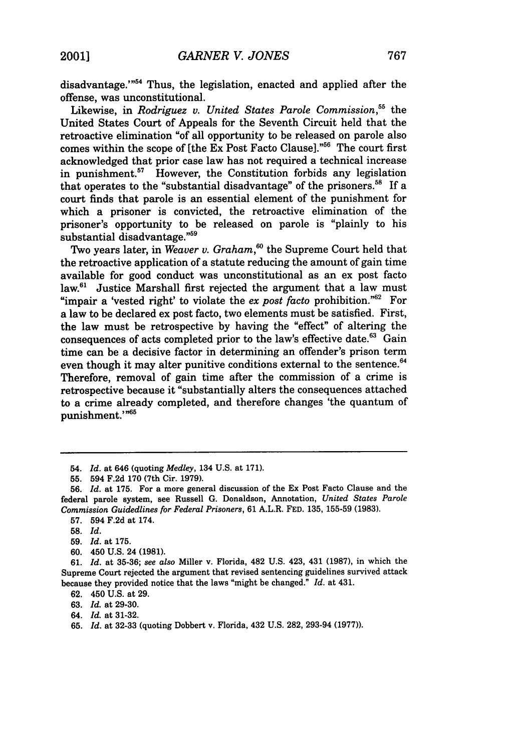disadvantage.'"[54] Thus, the legislation, enacted and applied after the offense, was unconstitutional.

Likewise, in *Rodriguez v. United States Parole Commission*,[55] the United States Court of Appeals for the Seventh Circuit held that the retroactive elimination "of all opportunity to be released on parole also comes within the scope of [the Ex Post Facto Clause]."[56] The court first acknowledged that prior case law has not required a technical increase in punishment.[57] However, the Constitution forbids any legislation that operates to the "substantial disadvantage" of the prisoners.[58] If a court finds that parole is an essential element of the punishment for which a prisoner is convicted, the retroactive elimination of the prisoner's opportunity to be released on parole is "plainly to his substantial disadvantage."[59]

Two years later, in *Weaver v. Graham*,[60] the Supreme Court held that the retroactive application of a statute reducing the amount of gain time available for good conduct was unconstitutional as an ex post facto law.[61] Justice Marshall first rejected the argument that a law must "impair a 'vested right' to violate the *ex post facto* prohibition."[62] For a law to be declared ex post facto, two elements must be satisfied. First, the law must be retrospective by having the "effect" of altering the consequences of acts completed prior to the law's effective date.[63] Gain time can be a decisive factor in determining an offender's prison term even though it may alter punitive conditions external to the sentence.[64] Therefore, removal of gain time after the commission of a crime is retrospective because it "substantially alters the consequences attached to a crime already completed, and therefore changes 'the quantum of punishment.'"[65]

---

54. *Id.* at 646 (quoting *Medley*, 134 U.S. at 171).

55. 594 F.2d 170 (7th Cir. 1979).

56. *Id.* at 175. For a more general discussion of the Ex Post Facto Clause and the federal parole system, see Russell G. Donaldson, Annotation, *United States Parole Commission Guidedlines for Federal Prisoners*, 61 A.L.R. FED. 135, 155-59 (1983).

57. 594 F.2d at 174.

58. *Id.*

59. *Id.* at 175.

60. 450 U.S. 24 (1981).

61. *Id.* at 35-36; *see also* Miller v. Florida, 482 U.S. 423, 431 (1987), in which the Supreme Court rejected the argument that revised sentencing guidelines survived attack because they provided notice that the laws "might be changed." *Id.* at 431.

62. 450 U.S. at 29.

63. *Id.* at 29-30.

64. *Id.* at 31-32.

65. *Id.* at 32-33 (quoting Dobbert v. Florida, 432 U.S. 282, 293-94 (1977)).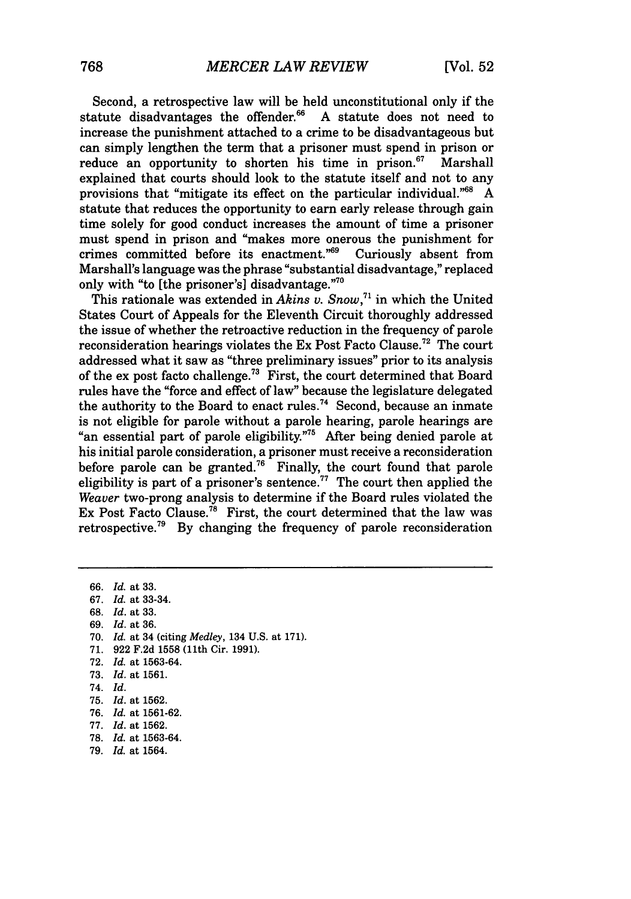Second, a retrospective law will be held unconstitutional only if the statute disadvantages the offender.[66] A statute does not need to increase the punishment attached to a crime to be disadvantageous but can simply lengthen the term that a prisoner must spend in prison or reduce an opportunity to shorten his time in prison.[67] Marshall explained that courts should look to the statute itself and not to any provisions that "mitigate its effect on the particular individual."[68] A statute that reduces the opportunity to earn early release through gain time solely for good conduct increases the amount of time a prisoner must spend in prison and "makes more onerous the punishment for crimes committed before its enactment."[69] Curiously absent from Marshall's language was the phrase "substantial disadvantage," replaced only with "to [the prisoner's] disadvantage."[70]

This rationale was extended in *Akins v. Snow*,[71] in which the United States Court of Appeals for the Eleventh Circuit thoroughly addressed the issue of whether the retroactive reduction in the frequency of parole reconsideration hearings violates the Ex Post Facto Clause.[72] The court addressed what it saw as "three preliminary issues" prior to its analysis of the ex post facto challenge.[73] First, the court determined that Board rules have the "force and effect of law" because the legislature delegated the authority to the Board to enact rules.[74] Second, because an inmate is not eligible for parole without a parole hearing, parole hearings are "an essential part of parole eligibility."[75] After being denied parole at his initial parole consideration, a prisoner must receive a reconsideration before parole can be granted.[76] Finally, the court found that parole eligibility is part of a prisoner's sentence.[77] The court then applied the *Weaver* two-prong analysis to determine if the Board rules violated the Ex Post Facto Clause.[78] First, the court determined that the law was retrospective.[79] By changing the frequency of parole reconsideration

---

66. *Id.* at 33.
67. *Id.* at 33-34.
68. *Id.* at 33.
69. *Id.* at 36.
70. *Id.* at 34 (citing *Medley*, 134 U.S. at 171).
71. 922 F.2d 1558 (11th Cir. 1991).
72. *Id.* at 1563-64.
73. *Id.* at 1561.
74. *Id.*
75. *Id.* at 1562.
76. *Id.* at 1561-62.
77. *Id.* at 1562.
78. *Id.* at 1563-64.
79. *Id.* at 1564.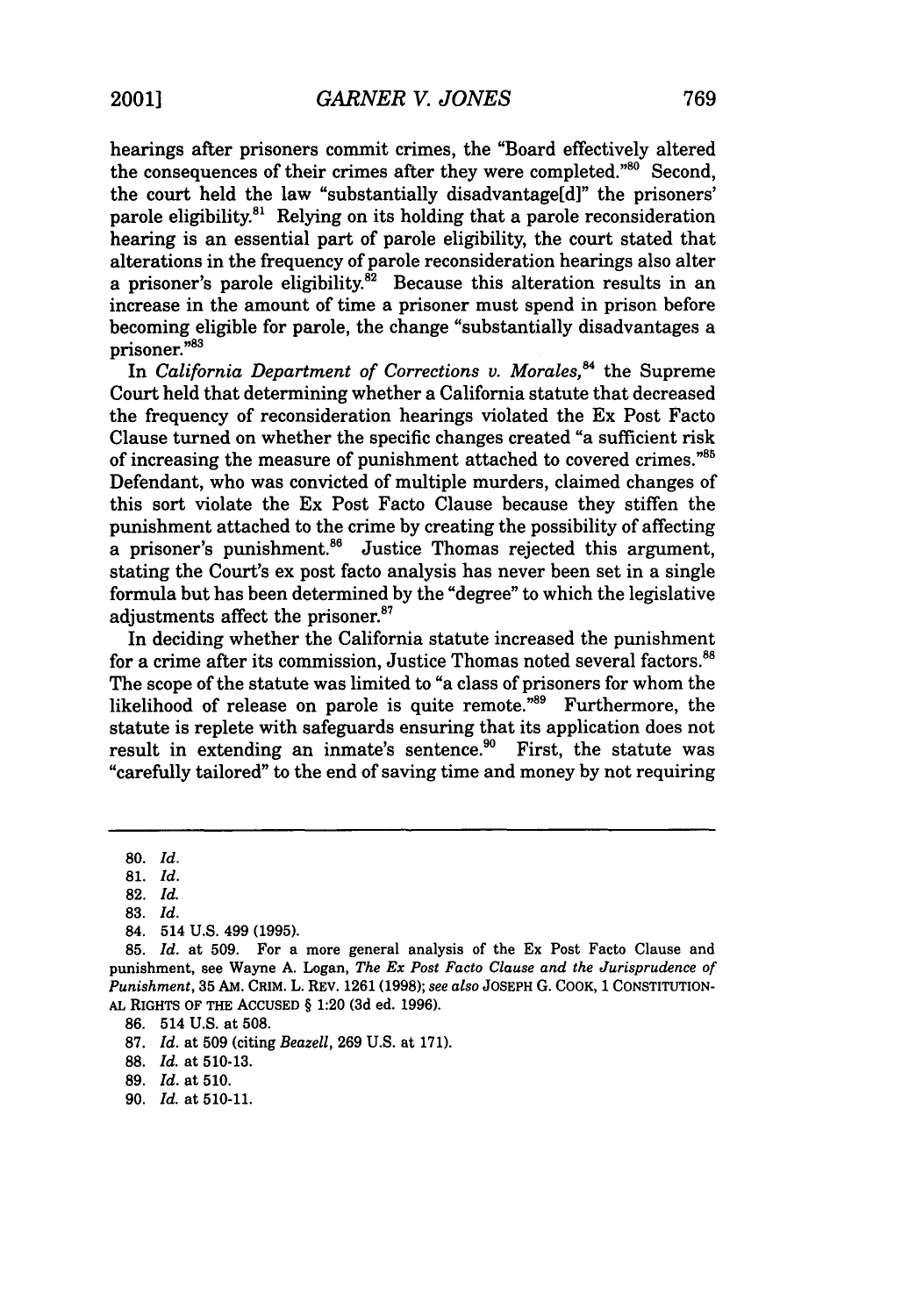hearings after prisoners commit crimes, the "Board effectively altered the consequences of their crimes after they were completed."[80] Second, the court held the law "substantially disadvantage[d]" the prisoners' parole eligibility.[81] Relying on its holding that a parole reconsideration hearing is an essential part of parole eligibility, the court stated that alterations in the frequency of parole reconsideration hearings also alter a prisoner's parole eligibility.[82] Because this alteration results in an increase in the amount of time a prisoner must spend in prison before becoming eligible for parole, the change "substantially disadvantages a prisoner."[83]

In *California Department of Corrections v. Morales*,[84] the Supreme Court held that determining whether a California statute that decreased the frequency of reconsideration hearings violated the Ex Post Facto Clause turned on whether the specific changes created "a sufficient risk of increasing the measure of punishment attached to covered crimes."[85] Defendant, who was convicted of multiple murders, claimed changes of this sort violate the Ex Post Facto Clause because they stiffen the punishment attached to the crime by creating the possibility of affecting a prisoner's punishment.[86] Justice Thomas rejected this argument, stating the Court's ex post facto analysis has never been set in a single formula but has been determined by the "degree" to which the legislative adjustments affect the prisoner.[87]

In deciding whether the California statute increased the punishment for a crime after its commission, Justice Thomas noted several factors.[88] The scope of the statute was limited to "a class of prisoners for whom the likelihood of release on parole is quite remote."[89] Furthermore, the statute is replete with safeguards ensuring that its application does not result in extending an inmate's sentence.[90] First, the statute was "carefully tailored" to the end of saving time and money by not requiring

---

80. *Id.*

81. *Id.*

82. *Id.*

83. *Id.*

84. 514 U.S. 499 (1995).

85. *Id.* at 509. For a more general analysis of the Ex Post Facto Clause and punishment, see Wayne A. Logan, *The Ex Post Facto Clause and the Jurisprudence of Punishment*, 35 AM. CRIM. L. REV. 1261 (1998); *see also* JOSEPH G. COOK, 1 CONSTITUTIONAL RIGHTS OF THE ACCUSED § 1:20 (3d ed. 1996).

86. 514 U.S. at 508.

87. *Id.* at 509 (citing *Beazell*, 269 U.S. at 171).

88. *Id.* at 510-13.

89. *Id.* at 510.

90. *Id.* at 510-11.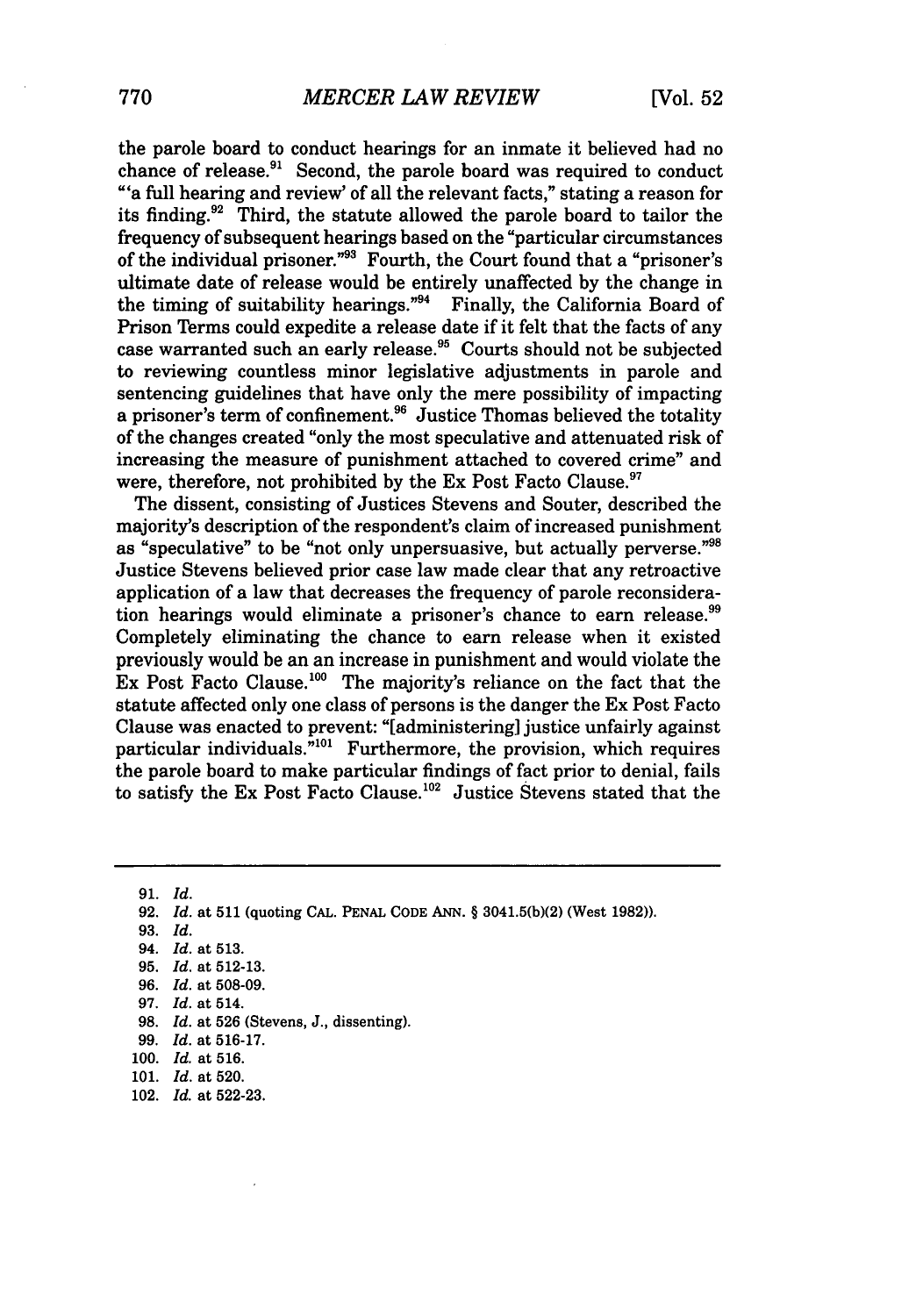the parole board to conduct hearings for an inmate it believed had no chance of release.[91] Second, the parole board was required to conduct "'a full hearing and review' of all the relevant facts," stating a reason for its finding.[92] Third, the statute allowed the parole board to tailor the frequency of subsequent hearings based on the "particular circumstances of the individual prisoner."[93] Fourth, the Court found that a "prisoner's ultimate date of release would be entirely unaffected by the change in the timing of suitability hearings."[94] Finally, the California Board of Prison Terms could expedite a release date if it felt that the facts of any case warranted such an early release.[95] Courts should not be subjected to reviewing countless minor legislative adjustments in parole and sentencing guidelines that have only the mere possibility of impacting a prisoner's term of confinement.[96] Justice Thomas believed the totality of the changes created "only the most speculative and attenuated risk of increasing the measure of punishment attached to covered crime" and were, therefore, not prohibited by the Ex Post Facto Clause.[97]

The dissent, consisting of Justices Stevens and Souter, described the majority's description of the respondent's claim of increased punishment as "speculative" to be "not only unpersuasive, but actually perverse."[98] Justice Stevens believed prior case law made clear that any retroactive application of a law that decreases the frequency of parole reconsideration hearings would eliminate a prisoner's chance to earn release.[99] Completely eliminating the chance to earn release when it existed previously would be an an increase in punishment and would violate the Ex Post Facto Clause.[100] The majority's reliance on the fact that the statute affected only one class of persons is the danger the Ex Post Facto Clause was enacted to prevent: "[administering] justice unfairly against particular individuals."[101] Furthermore, the provision, which requires the parole board to make particular findings of fact prior to denial, fails to satisfy the Ex Post Facto Clause.[102] Justice Stevens stated that the

---

91. *Id.*
92. *Id.* at 511 (quoting CAL. PENAL CODE ANN. § 3041.5(b)(2) (West 1982)).
93. *Id.*
94. *Id.* at 513.
95. *Id.* at 512-13.
96. *Id.* at 508-09.
97. *Id.* at 514.
98. *Id.* at 526 (Stevens, J., dissenting).
99. *Id.* at 516-17.
100. *Id.* at 516.
101. *Id.* at 520.
102. *Id.* at 522-23.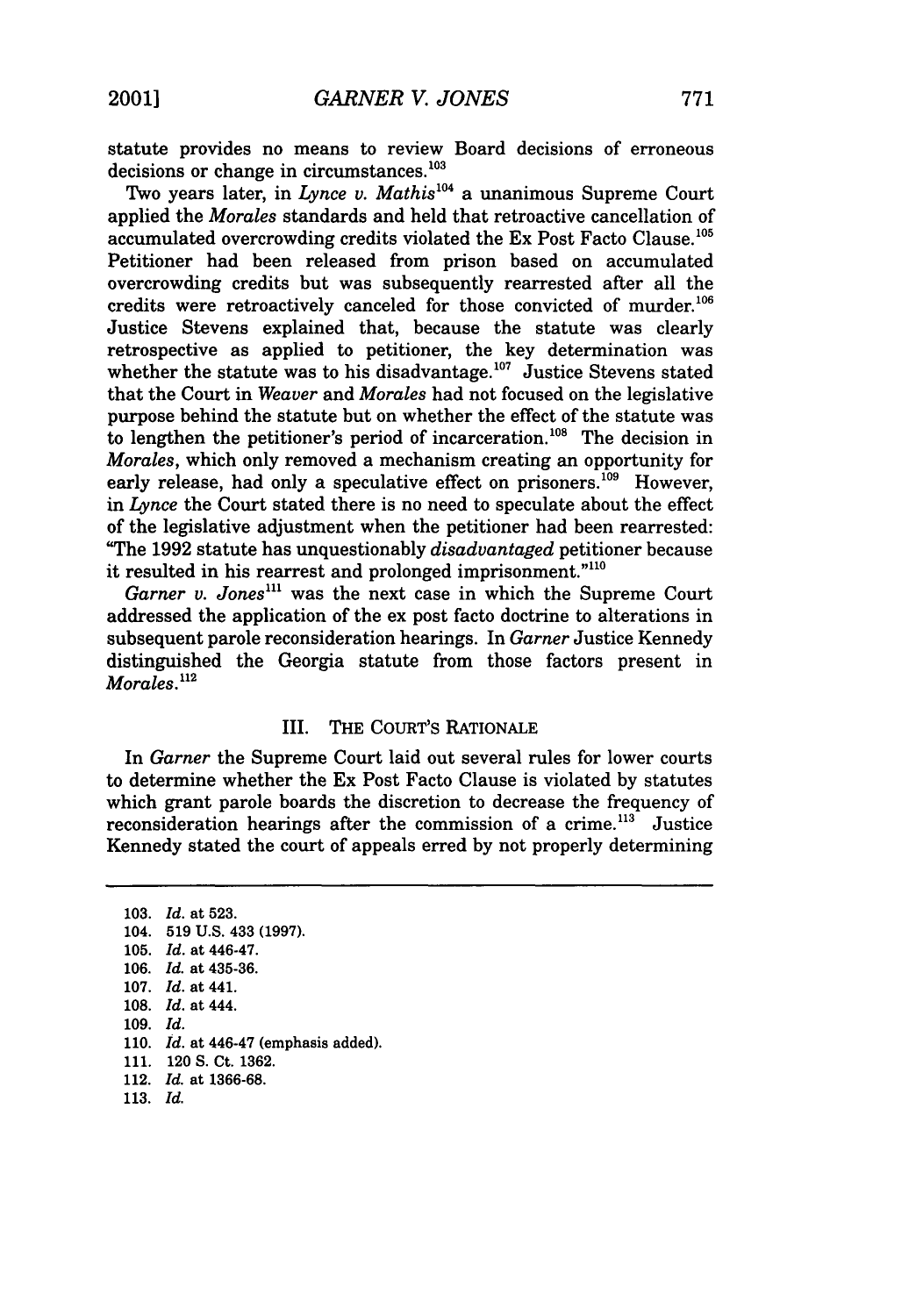statute provides no means to review Board decisions of erroneous decisions or change in circumstances.[103]

Two years later, in *Lynce v. Mathis*[104] a unanimous Supreme Court applied the *Morales* standards and held that retroactive cancellation of accumulated overcrowding credits violated the Ex Post Facto Clause.[105] Petitioner had been released from prison based on accumulated overcrowding credits but was subsequently rearrested after all the credits were retroactively canceled for those convicted of murder.[106] Justice Stevens explained that, because the statute was clearly retrospective as applied to petitioner, the key determination was whether the statute was to his disadvantage.[107] Justice Stevens stated that the Court in *Weaver* and *Morales* had not focused on the legislative purpose behind the statute but on whether the effect of the statute was to lengthen the petitioner's period of incarceration.[108] The decision in *Morales*, which only removed a mechanism creating an opportunity for early release, had only a speculative effect on prisoners.[109] However, in *Lynce* the Court stated there is no need to speculate about the effect of the legislative adjustment when the petitioner had been rearrested: "The 1992 statute has unquestionably *disadvantaged* petitioner because it resulted in his rearrest and prolonged imprisonment."[110]

*Garner v. Jones*[111] was the next case in which the Supreme Court addressed the application of the ex post facto doctrine to alterations in subsequent parole reconsideration hearings. In *Garner* Justice Kennedy distinguished the Georgia statute from those factors present in *Morales*.[112]

## III. THE COURT'S RATIONALE

In *Garner* the Supreme Court laid out several rules for lower courts to determine whether the Ex Post Facto Clause is violated by statutes which grant parole boards the discretion to decrease the frequency of reconsideration hearings after the commission of a crime.[113] Justice Kennedy stated the court of appeals erred by not properly determining

---

103. *Id.* at 523.
104. 519 U.S. 433 (1997).
105. *Id.* at 446-47.
106. *Id.* at 435-36.
107. *Id.* at 441.
108. *Id.* at 444.
109. *Id.*
110. *Id.* at 446-47 (emphasis added).
111. 120 S. Ct. 1362.
112. *Id.* at 1366-68.
113. *Id.*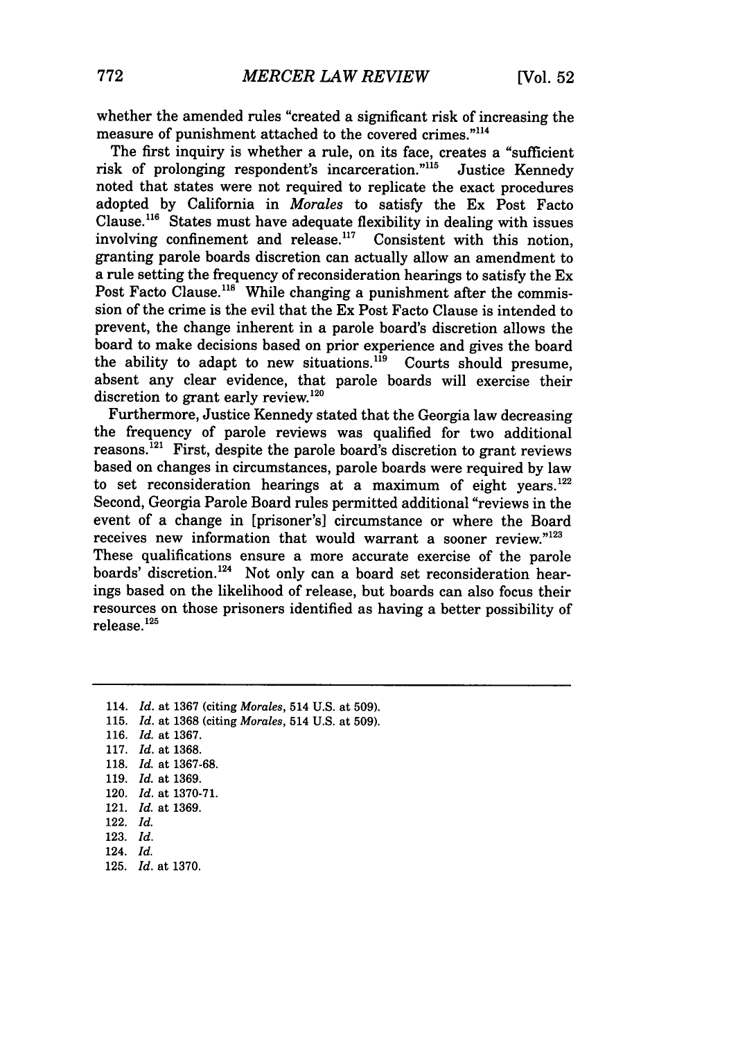whether the amended rules "created a significant risk of increasing the measure of punishment attached to the covered crimes."[114]

The first inquiry is whether a rule, on its face, creates a "sufficient risk of prolonging respondent's incarceration."[115] Justice Kennedy noted that states were not required to replicate the exact procedures adopted by California in *Morales* to satisfy the Ex Post Facto Clause.[116] States must have adequate flexibility in dealing with issues involving confinement and release.[117] Consistent with this notion, granting parole boards discretion can actually allow an amendment to a rule setting the frequency of reconsideration hearings to satisfy the Ex Post Facto Clause.[118] While changing a punishment after the commission of the crime is the evil that the Ex Post Facto Clause is intended to prevent, the change inherent in a parole board's discretion allows the board to make decisions based on prior experience and gives the board the ability to adapt to new situations.[119] Courts should presume, absent any clear evidence, that parole boards will exercise their discretion to grant early review.[120]

Furthermore, Justice Kennedy stated that the Georgia law decreasing the frequency of parole reviews was qualified for two additional reasons.[121] First, despite the parole board's discretion to grant reviews based on changes in circumstances, parole boards were required by law to set reconsideration hearings at a maximum of eight years.[122] Second, Georgia Parole Board rules permitted additional "reviews in the event of a change in [prisoner's] circumstance or where the Board receives new information that would warrant a sooner review."[123] These qualifications ensure a more accurate exercise of the parole boards' discretion.[124] Not only can a board set reconsideration hearings based on the likelihood of release, but boards can also focus their resources on those prisoners identified as having a better possibility of release.[125]

---

114. *Id.* at 1367 (citing *Morales*, 514 U.S. at 509).
115. *Id.* at 1368 (citing *Morales*, 514 U.S. at 509).
116. *Id.* at 1367.
117. *Id.* at 1368.
118. *Id.* at 1367-68.
119. *Id.* at 1369.
120. *Id.* at 1370-71.
121. *Id.* at 1369.
122. *Id.*
123. *Id.*
124. *Id.*
125. *Id.* at 1370.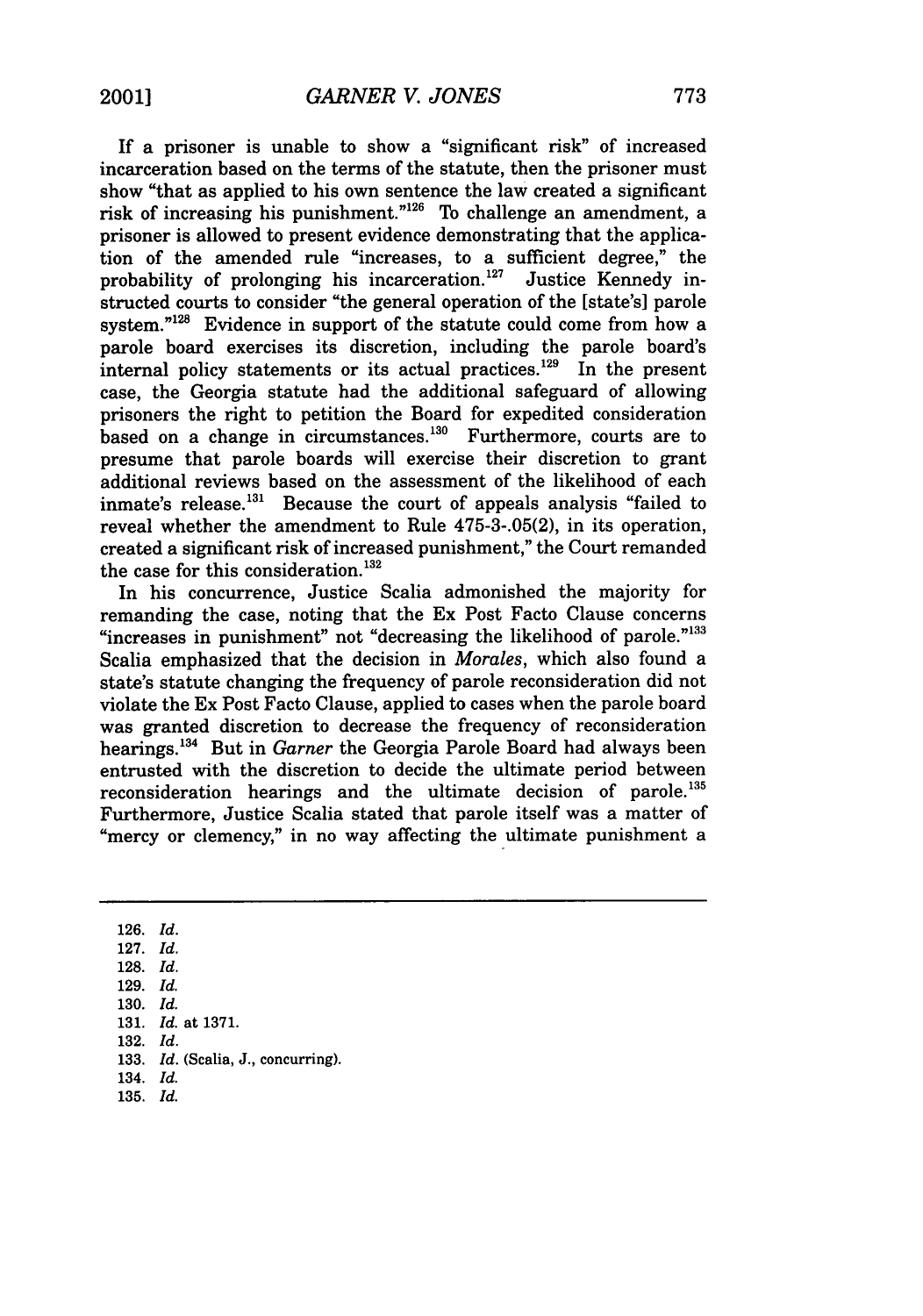If a prisoner is unable to show a "significant risk" of increased incarceration based on the terms of the statute, then the prisoner must show "that as applied to his own sentence the law created a significant risk of increasing his punishment."[126] To challenge an amendment, a prisoner is allowed to present evidence demonstrating that the application of the amended rule "increases, to a sufficient degree," the probability of prolonging his incarceration.[127] Justice Kennedy instructed courts to consider "the general operation of the [state's] parole system."[128] Evidence in support of the statute could come from how a parole board exercises its discretion, including the parole board's internal policy statements or its actual practices.[129] In the present case, the Georgia statute had the additional safeguard of allowing prisoners the right to petition the Board for expedited consideration based on a change in circumstances.[130] Furthermore, courts are to presume that parole boards will exercise their discretion to grant additional reviews based on the assessment of the likelihood of each inmate's release.[131] Because the court of appeals analysis "failed to reveal whether the amendment to Rule 475-3-.05(2), in its operation, created a significant risk of increased punishment," the Court remanded the case for this consideration.[132]

In his concurrence, Justice Scalia admonished the majority for remanding the case, noting that the Ex Post Facto Clause concerns "increases in punishment" not "decreasing the likelihood of parole."[133] Scalia emphasized that the decision in *Morales*, which also found a state's statute changing the frequency of parole reconsideration did not violate the Ex Post Facto Clause, applied to cases when the parole board was granted discretion to decrease the frequency of reconsideration hearings.[134] But in *Garner* the Georgia Parole Board had always been entrusted with the discretion to decide the ultimate period between reconsideration hearings and the ultimate decision of parole.[135] Furthermore, Justice Scalia stated that parole itself was a matter of "mercy or clemency," in no way affecting the ultimate punishment a

---

126. *Id.*
127. *Id.*
128. *Id.*
129. *Id.*
130. *Id.*
131. *Id.* at 1371.
132. *Id.*
133. *Id.* (Scalia, J., concurring).
134. *Id.*
135. *Id.*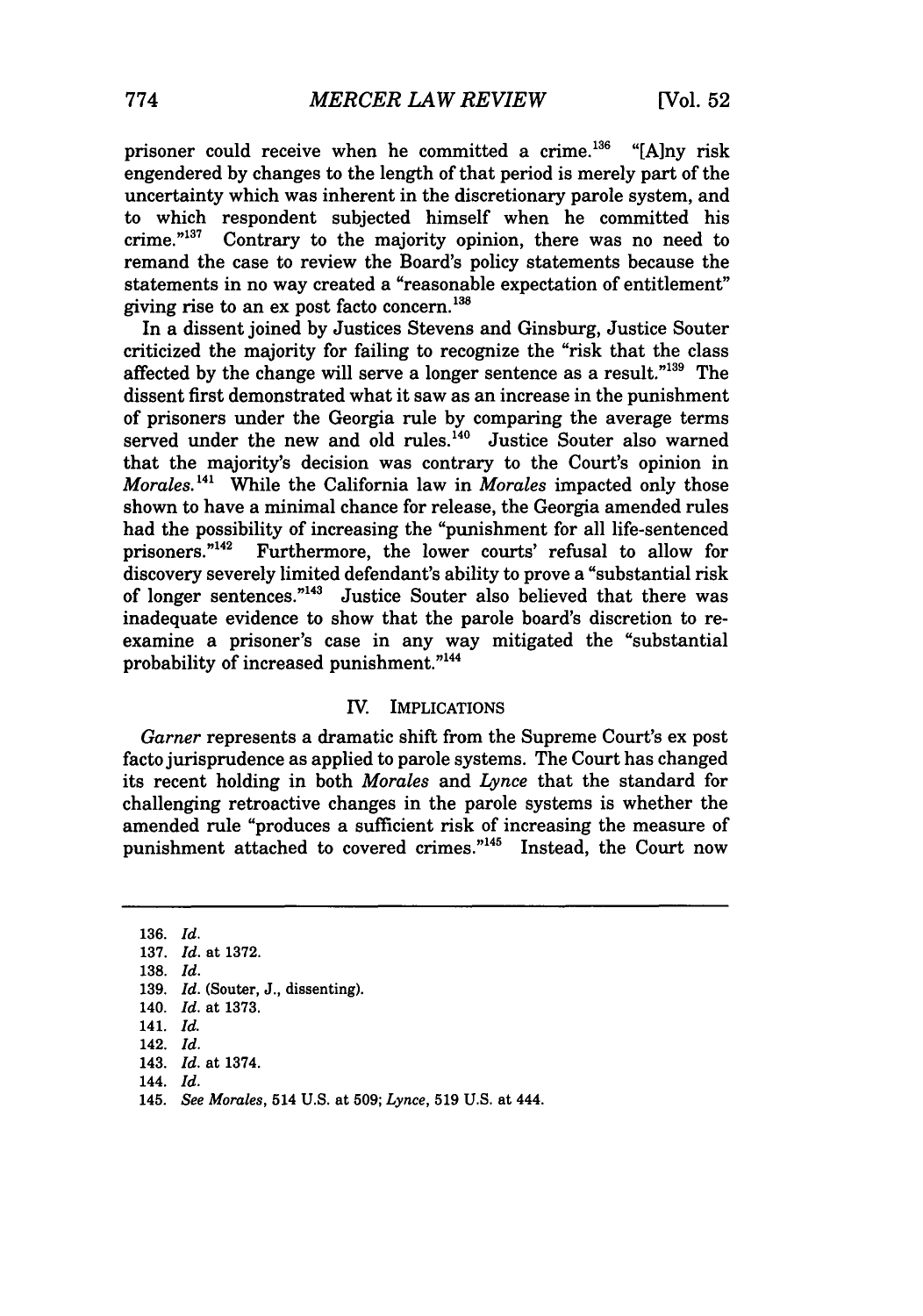prisoner could receive when he committed a crime.[136] "[A]ny risk engendered by changes to the length of that period is merely part of the uncertainty which was inherent in the discretionary parole system, and to which respondent subjected himself when he committed his crime."[137] Contrary to the majority opinion, there was no need to remand the case to review the Board's policy statements because the statements in no way created a "reasonable expectation of entitlement" giving rise to an ex post facto concern.[138]

In a dissent joined by Justices Stevens and Ginsburg, Justice Souter criticized the majority for failing to recognize the "risk that the class affected by the change will serve a longer sentence as a result."[139] The dissent first demonstrated what it saw as an increase in the punishment of prisoners under the Georgia rule by comparing the average terms served under the new and old rules.[140] Justice Souter also warned that the majority's decision was contrary to the Court's opinion in *Morales*.[141] While the California law in *Morales* impacted only those shown to have a minimal chance for release, the Georgia amended rules had the possibility of increasing the "punishment for all life-sentenced prisoners."[142] Furthermore, the lower courts' refusal to allow for discovery severely limited defendant's ability to prove a "substantial risk of longer sentences."[143] Justice Souter also believed that there was inadequate evidence to show that the parole board's discretion to re-examine a prisoner's case in any way mitigated the "substantial probability of increased punishment."[144]

## IV. IMPLICATIONS

*Garner* represents a dramatic shift from the Supreme Court's ex post facto jurisprudence as applied to parole systems. The Court has changed its recent holding in both *Morales* and *Lynce* that the standard for challenging retroactive changes in the parole systems is whether the amended rule "produces a sufficient risk of increasing the measure of punishment attached to covered crimes."[145] Instead, the Court now

---

136. *Id.*
137. *Id.* at 1372.
138. *Id.*
139. *Id.* (Souter, J., dissenting).
140. *Id.* at 1373.
141. *Id.*
142. *Id.*
143. *Id.* at 1374.
144. *Id.*
145. *See Morales*, 514 U.S. at 509; *Lynce*, 519 U.S. at 444.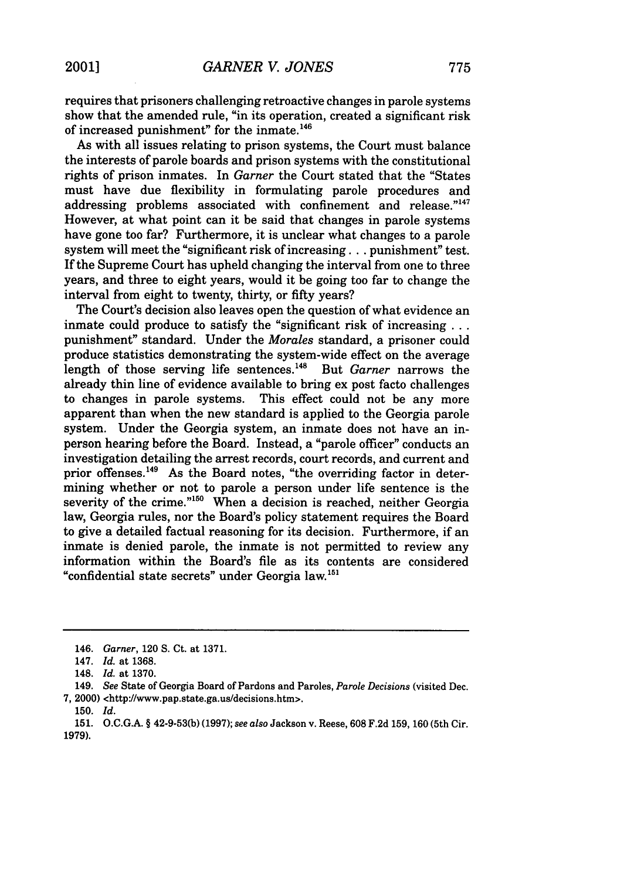requires that prisoners challenging retroactive changes in parole systems show that the amended rule, "in its operation, created a significant risk of increased punishment" for the inmate.[146]

As with all issues relating to prison systems, the Court must balance the interests of parole boards and prison systems with the constitutional rights of prison inmates. In *Garner* the Court stated that the "States must have due flexibility in formulating parole procedures and addressing problems associated with confinement and release."[147] However, at what point can it be said that changes in parole systems have gone too far? Furthermore, it is unclear what changes to a parole system will meet the "significant risk of increasing . . . punishment" test. If the Supreme Court has upheld changing the interval from one to three years, and three to eight years, would it be going too far to change the interval from eight to twenty, thirty, or fifty years?

The Court's decision also leaves open the question of what evidence an inmate could produce to satisfy the "significant risk of increasing . . . punishment" standard. Under the *Morales* standard, a prisoner could produce statistics demonstrating the system-wide effect on the average length of those serving life sentences.[148] But *Garner* narrows the already thin line of evidence available to bring ex post facto challenges to changes in parole systems. This effect could not be any more apparent than when the new standard is applied to the Georgia parole system. Under the Georgia system, an inmate does not have an in-person hearing before the Board. Instead, a "parole officer" conducts an investigation detailing the arrest records, court records, and current and prior offenses.[149] As the Board notes, "the overriding factor in determining whether or not to parole a person under life sentence is the severity of the crime."[150] When a decision is reached, neither Georgia law, Georgia rules, nor the Board's policy statement requires the Board to give a detailed factual reasoning for its decision. Furthermore, if an inmate is denied parole, the inmate is not permitted to review any information within the Board's file as its contents are considered "confidential state secrets" under Georgia law.[151]

---

146. *Garner*, 120 S. Ct. at 1371.

147. *Id.* at 1368.

148. *Id.* at 1370.

149. *See* State of Georgia Board of Pardons and Paroles, *Parole Decisions* (visited Dec. 7, 2000) <http://www.pap.state.ga.us/decisions.htm>.

150. *Id.*

151. O.C.G.A. § 42-9-53(b) (1997); *see also* Jackson v. Reese, 608 F.2d 159, 160 (5th Cir. 1979).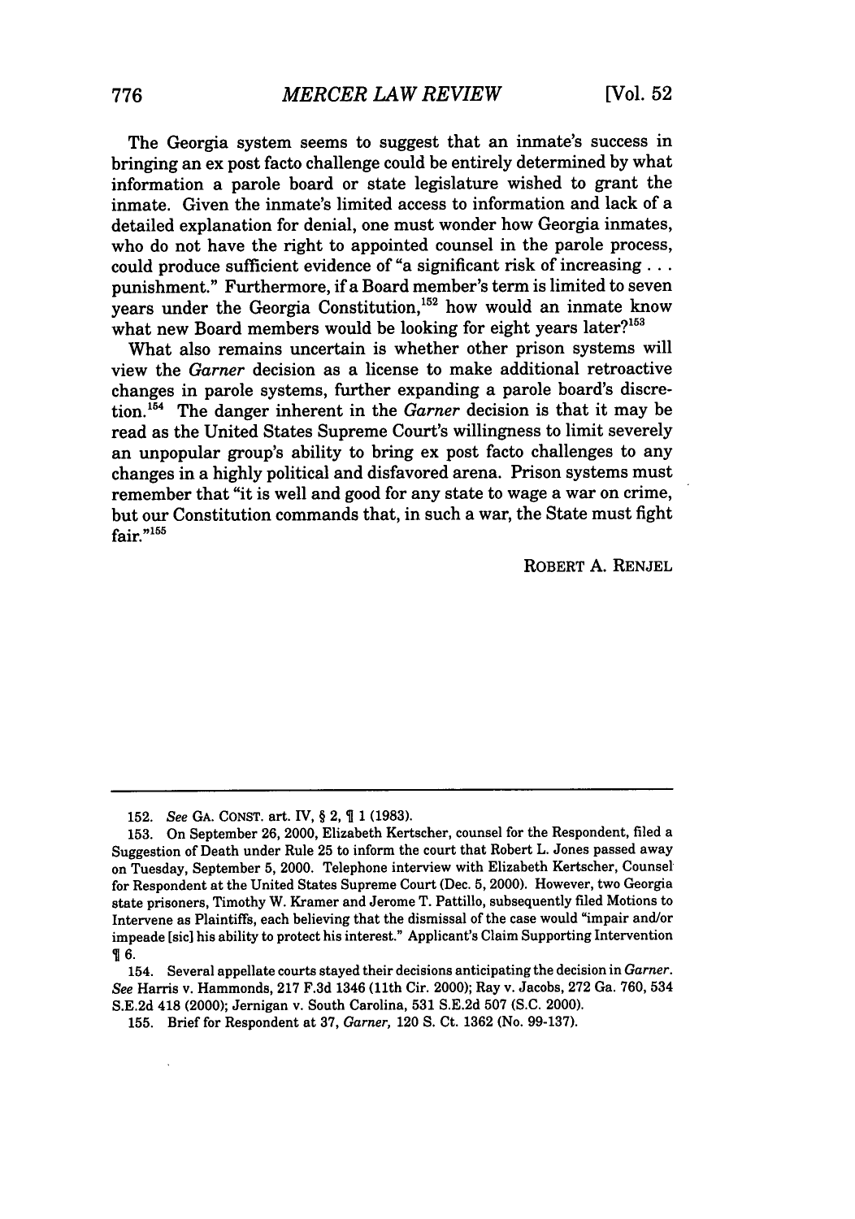The Georgia system seems to suggest that an inmate's success in bringing an ex post facto challenge could be entirely determined by what information a parole board or state legislature wished to grant the inmate. Given the inmate's limited access to information and lack of a detailed explanation for denial, one must wonder how Georgia inmates, who do not have the right to appointed counsel in the parole process, could produce sufficient evidence of "a significant risk of increasing . . . punishment." Furthermore, if a Board member's term is limited to seven years under the Georgia Constitution,[152] how would an inmate know what new Board members would be looking for eight years later?[153]

What also remains uncertain is whether other prison systems will view the *Garner* decision as a license to make additional retroactive changes in parole systems, further expanding a parole board's discretion.[154] The danger inherent in the *Garner* decision is that it may be read as the United States Supreme Court's willingness to limit severely an unpopular group's ability to bring ex post facto challenges to any changes in a highly political and disfavored arena. Prison systems must remember that "it is well and good for any state to wage a war on crime, but our Constitution commands that, in such a war, the State must fight fair."[155]

ROBERT A. RENJEL

---

152. *See* GA. CONST. art. IV, § 2, ¶ 1 (1983).

153. On September 26, 2000, Elizabeth Kertscher, counsel for the Respondent, filed a Suggestion of Death under Rule 25 to inform the court that Robert L. Jones passed away on Tuesday, September 5, 2000. Telephone interview with Elizabeth Kertscher, Counsel for Respondent at the United States Supreme Court (Dec. 5, 2000). However, two Georgia state prisoners, Timothy W. Kramer and Jerome T. Pattillo, subsequently filed Motions to Intervene as Plaintiffs, each believing that the dismissal of the case would "impair and/or impeade [sic] his ability to protect his interest." Applicant's Claim Supporting Intervention ¶ 6.

154. Several appellate courts stayed their decisions anticipating the decision in *Garner*. *See* Harris v. Hammonds, 217 F.3d 1346 (11th Cir. 2000); Ray v. Jacobs, 272 Ga. 760, 534 S.E.2d 418 (2000); Jernigan v. South Carolina, 531 S.E.2d 507 (S.C. 2000).

155. Brief for Respondent at 37, *Garner,* 120 S. Ct. 1362 (No. 99-137).